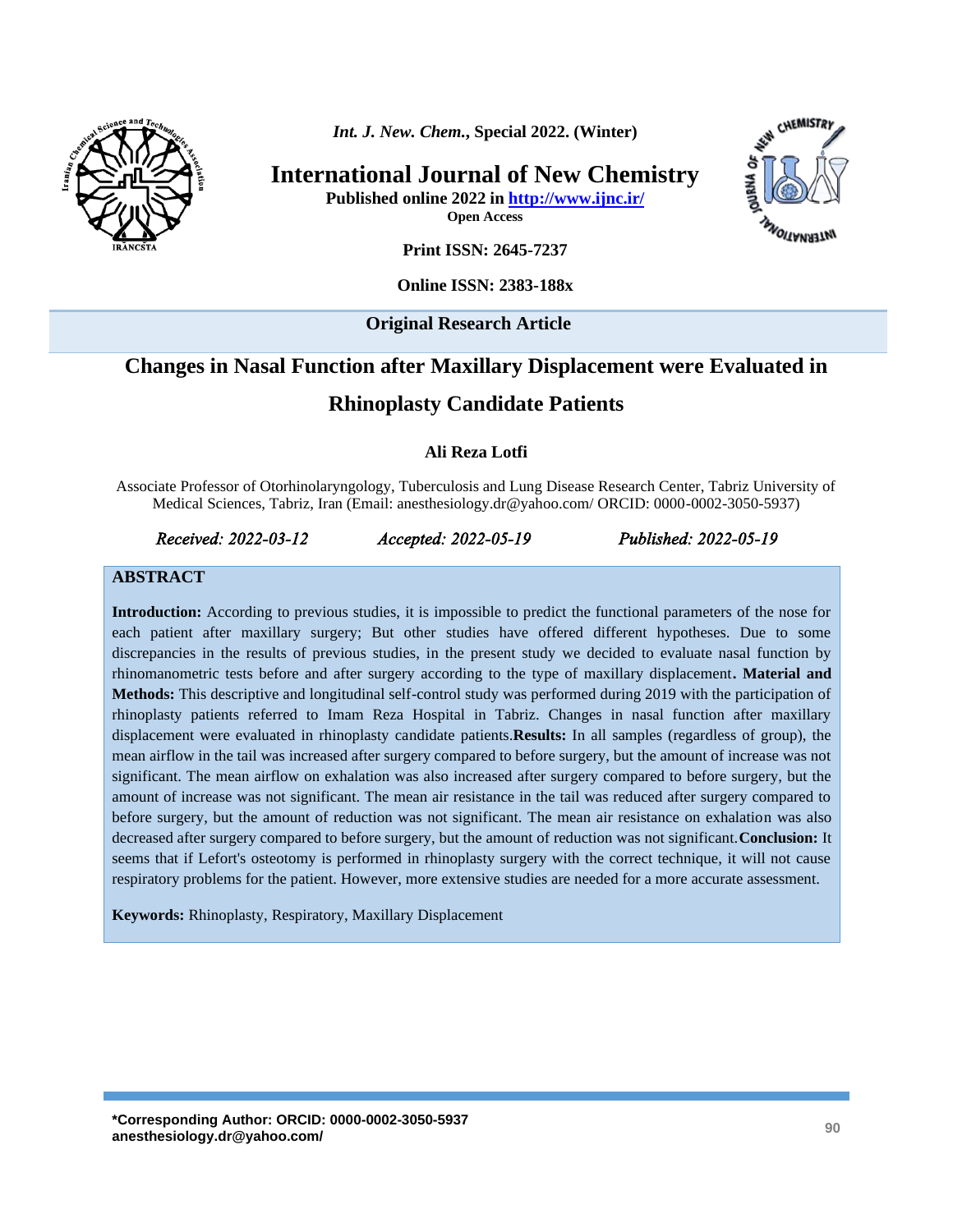*Int. J. New. Chem.*, Special 2022. (Winter)

# International Journal of New Chemistry

**Published online 2022 in http://www.ijnc.ir/**
**Open Access**

**Print ISSN: 2645-7237**

**Online ISSN: 2383-188x**

**Original Research Article**

# Changes in Nasal Function after Maxillary Displacement were Evaluated in Rhinoplasty Candidate Patients

**Ali Reza Lotfi**

Associate Professor of Otorhinolaryngology, Tuberculosis and Lung Disease Research Center, Tabriz University of Medical Sciences, Tabriz, Iran (Email: anesthesiology.dr@yahoo.com/ ORCID: 0000-0002-3050-5937)

*Received: 2022-03-12* *Accepted: 2022-05-19* *Published: 2022-05-19*

## ABSTRACT

**Introduction:** According to previous studies, it is impossible to predict the functional parameters of the nose for each patient after maxillary surgery; But other studies have offered different hypotheses. Due to some discrepancies in the results of previous studies, in the present study we decided to evaluate nasal function by rhinomanometric tests before and after surgery according to the type of maxillary displacement**. Material and Methods:** This descriptive and longitudinal self-control study was performed during 2019 with the participation of rhinoplasty patients referred to Imam Reza Hospital in Tabriz. Changes in nasal function after maxillary displacement were evaluated in rhinoplasty candidate patients.**Results:** In all samples (regardless of group), the mean airflow in the tail was increased after surgery compared to before surgery, but the amount of increase was not significant. The mean airflow on exhalation was also increased after surgery compared to before surgery, but the amount of increase was not significant. The mean air resistance in the tail was reduced after surgery compared to before surgery, but the amount of reduction was not significant. The mean air resistance on exhalation was also decreased after surgery compared to before surgery, but the amount of reduction was not significant.**Conclusion:** It seems that if Lefort's osteotomy is performed in rhinoplasty surgery with the correct technique, it will not cause respiratory problems for the patient. However, more extensive studies are needed for a more accurate assessment.

**Keywords:** Rhinoplasty, Respiratory, Maxillary Displacement

**\*Corresponding Author: ORCID: 0000-0002-3050-5937**
**anesthesiology.dr@yahoo.com/**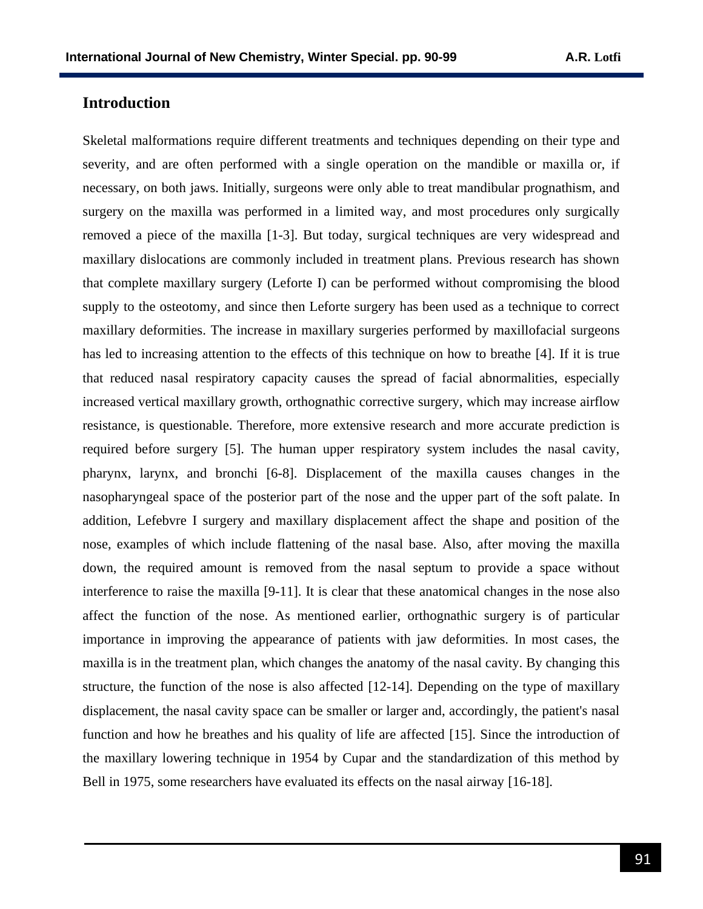## Introduction

Skeletal malformations require different treatments and techniques depending on their type and severity, and are often performed with a single operation on the mandible or maxilla or, if necessary, on both jaws. Initially, surgeons were only able to treat mandibular prognathism, and surgery on the maxilla was performed in a limited way, and most procedures only surgically removed a piece of the maxilla [1-3]. But today, surgical techniques are very widespread and maxillary dislocations are commonly included in treatment plans. Previous research has shown that complete maxillary surgery (Leforte I) can be performed without compromising the blood supply to the osteotomy, and since then Leforte surgery has been used as a technique to correct maxillary deformities. The increase in maxillary surgeries performed by maxillofacial surgeons has led to increasing attention to the effects of this technique on how to breathe [4]. If it is true that reduced nasal respiratory capacity causes the spread of facial abnormalities, especially increased vertical maxillary growth, orthognathic corrective surgery, which may increase airflow resistance, is questionable. Therefore, more extensive research and more accurate prediction is required before surgery [5]. The human upper respiratory system includes the nasal cavity, pharynx, larynx, and bronchi [6-8]. Displacement of the maxilla causes changes in the nasopharyngeal space of the posterior part of the nose and the upper part of the soft palate. In addition, Lefebvre I surgery and maxillary displacement affect the shape and position of the nose, examples of which include flattening of the nasal base. Also, after moving the maxilla down, the required amount is removed from the nasal septum to provide a space without interference to raise the maxilla [9-11]. It is clear that these anatomical changes in the nose also affect the function of the nose. As mentioned earlier, orthognathic surgery is of particular importance in improving the appearance of patients with jaw deformities. In most cases, the maxilla is in the treatment plan, which changes the anatomy of the nasal cavity. By changing this structure, the function of the nose is also affected [12-14]. Depending on the type of maxillary displacement, the nasal cavity space can be smaller or larger and, accordingly, the patient's nasal function and how he breathes and his quality of life are affected [15]. Since the introduction of the maxillary lowering technique in 1954 by Cupar and the standardization of this method by Bell in 1975, some researchers have evaluated its effects on the nasal airway [16-18].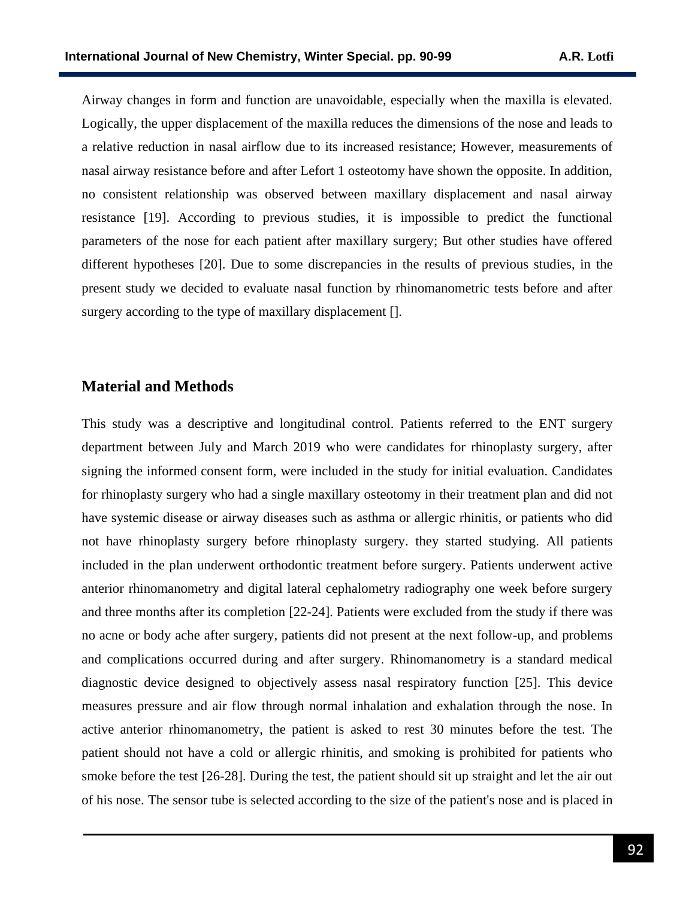Airway changes in form and function are unavoidable, especially when the maxilla is elevated. Logically, the upper displacement of the maxilla reduces the dimensions of the nose and leads to a relative reduction in nasal airflow due to its increased resistance; However, measurements of nasal airway resistance before and after Lefort 1 osteotomy have shown the opposite. In addition, no consistent relationship was observed between maxillary displacement and nasal airway resistance [19]. According to previous studies, it is impossible to predict the functional parameters of the nose for each patient after maxillary surgery; But other studies have offered different hypotheses [20]. Due to some discrepancies in the results of previous studies, in the present study we decided to evaluate nasal function by rhinomanometric tests before and after surgery according to the type of maxillary displacement [].

## Material and Methods

This study was a descriptive and longitudinal control. Patients referred to the ENT surgery department between July and March 2019 who were candidates for rhinoplasty surgery, after signing the informed consent form, were included in the study for initial evaluation. Candidates for rhinoplasty surgery who had a single maxillary osteotomy in their treatment plan and did not have systemic disease or airway diseases such as asthma or allergic rhinitis, or patients who did not have rhinoplasty surgery before rhinoplasty surgery. they started studying. All patients included in the plan underwent orthodontic treatment before surgery. Patients underwent active anterior rhinomanometry and digital lateral cephalometry radiography one week before surgery and three months after its completion [22-24]. Patients were excluded from the study if there was no acne or body ache after surgery, patients did not present at the next follow-up, and problems and complications occurred during and after surgery. Rhinomanometry is a standard medical diagnostic device designed to objectively assess nasal respiratory function [25]. This device measures pressure and air flow through normal inhalation and exhalation through the nose. In active anterior rhinomanometry, the patient is asked to rest 30 minutes before the test. The patient should not have a cold or allergic rhinitis, and smoking is prohibited for patients who smoke before the test [26-28]. During the test, the patient should sit up straight and let the air out of his nose. The sensor tube is selected according to the size of the patient's nose and is placed in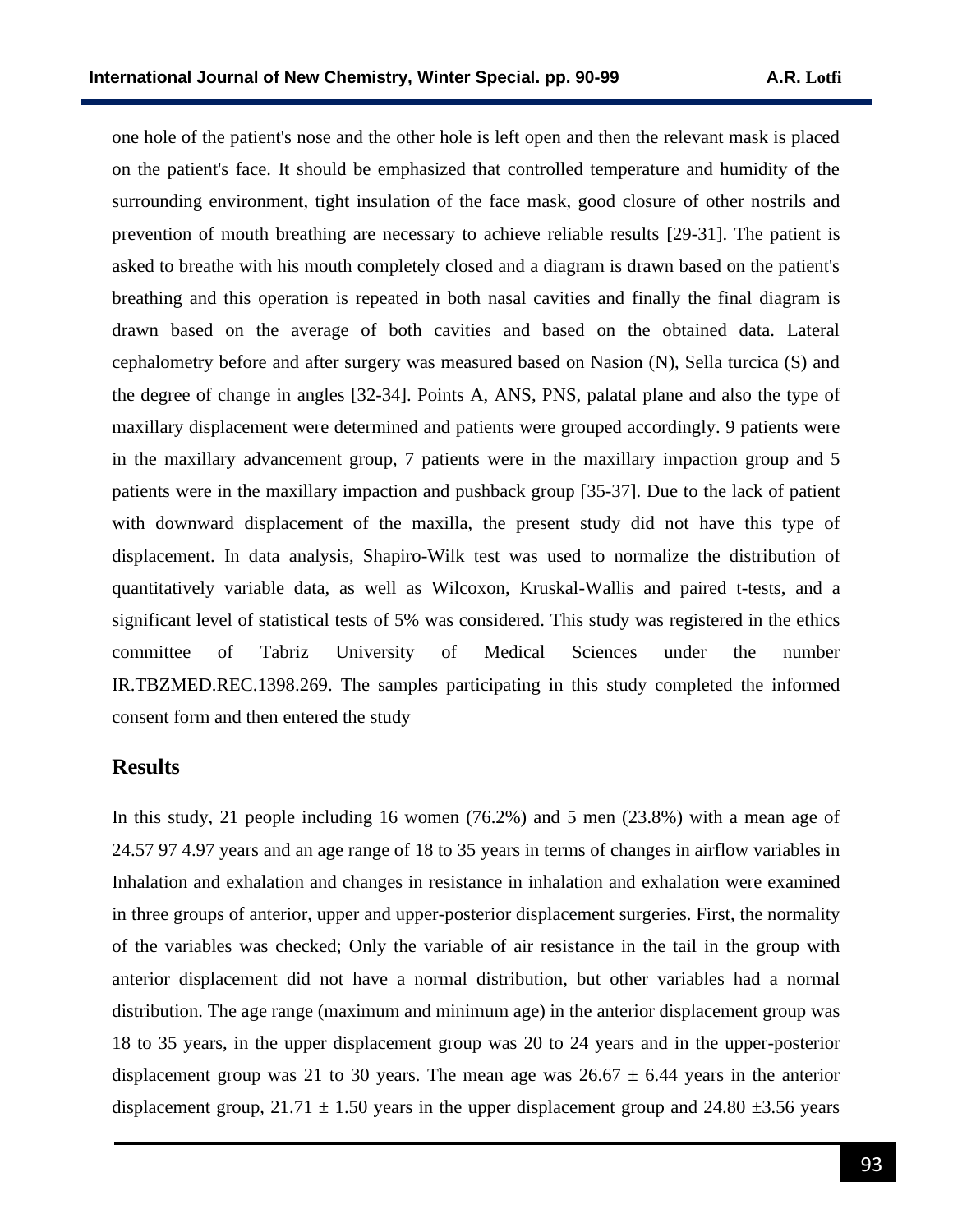one hole of the patient's nose and the other hole is left open and then the relevant mask is placed on the patient's face. It should be emphasized that controlled temperature and humidity of the surrounding environment, tight insulation of the face mask, good closure of other nostrils and prevention of mouth breathing are necessary to achieve reliable results [29-31]. The patient is asked to breathe with his mouth completely closed and a diagram is drawn based on the patient's breathing and this operation is repeated in both nasal cavities and finally the final diagram is drawn based on the average of both cavities and based on the obtained data. Lateral cephalometry before and after surgery was measured based on Nasion (N), Sella turcica (S) and the degree of change in angles [32-34]. Points A, ANS, PNS, palatal plane and also the type of maxillary displacement were determined and patients were grouped accordingly. 9 patients were in the maxillary advancement group, 7 patients were in the maxillary impaction group and 5 patients were in the maxillary impaction and pushback group [35-37]. Due to the lack of patient with downward displacement of the maxilla, the present study did not have this type of displacement. In data analysis, Shapiro-Wilk test was used to normalize the distribution of quantitatively variable data, as well as Wilcoxon, Kruskal-Wallis and paired t-tests, and a significant level of statistical tests of 5% was considered. This study was registered in the ethics committee of Tabriz University of Medical Sciences under the number IR.TBZMED.REC.1398.269. The samples participating in this study completed the informed consent form and then entered the study

## Results

In this study, 21 people including 16 women (76.2%) and 5 men (23.8%) with a mean age of 24.57 97 4.97 years and an age range of 18 to 35 years in terms of changes in airflow variables in Inhalation and exhalation and changes in resistance in inhalation and exhalation were examined in three groups of anterior, upper and upper-posterior displacement surgeries. First, the normality of the variables was checked; Only the variable of air resistance in the tail in the group with anterior displacement did not have a normal distribution, but other variables had a normal distribution. The age range (maximum and minimum age) in the anterior displacement group was 18 to 35 years, in the upper displacement group was 20 to 24 years and in the upper-posterior displacement group was 21 to 30 years. The mean age was $26.67 \pm 6.44$ years in the anterior displacement group, $21.71 \pm 1.50$ years in the upper displacement group and $24.80 \pm 3.56$ years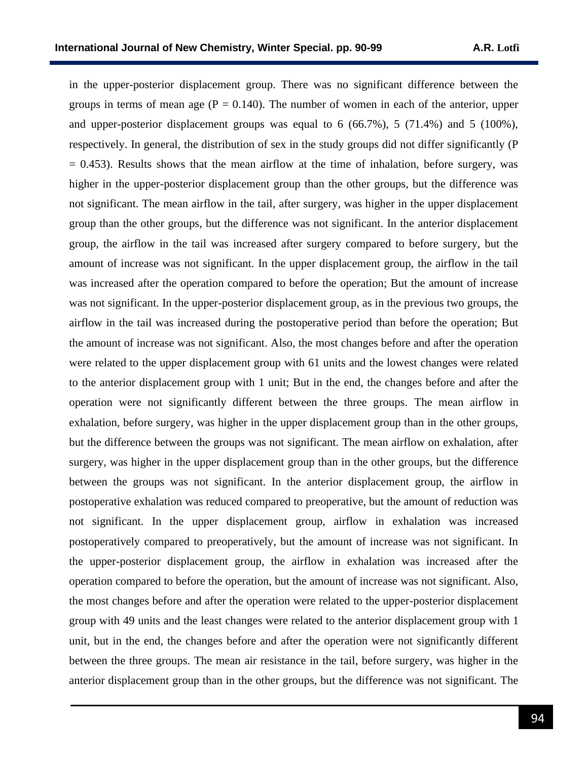in the upper-posterior displacement group. There was no significant difference between the groups in terms of mean age ($P = 0.140$). The number of women in each of the anterior, upper and upper-posterior displacement groups was equal to 6 (66.7%), 5 (71.4%) and 5 (100%), respectively. In general, the distribution of sex in the study groups did not differ significantly ($P = 0.453$). Results shows that the mean airflow at the time of inhalation, before surgery, was higher in the upper-posterior displacement group than the other groups, but the difference was not significant. The mean airflow in the tail, after surgery, was higher in the upper displacement group than the other groups, but the difference was not significant. In the anterior displacement group, the airflow in the tail was increased after surgery compared to before surgery, but the amount of increase was not significant. In the upper displacement group, the airflow in the tail was increased after the operation compared to before the operation; But the amount of increase was not significant. In the upper-posterior displacement group, as in the previous two groups, the airflow in the tail was increased during the postoperative period than before the operation; But the amount of increase was not significant. Also, the most changes before and after the operation were related to the upper displacement group with 61 units and the lowest changes were related to the anterior displacement group with 1 unit; But in the end, the changes before and after the operation were not significantly different between the three groups. The mean airflow in exhalation, before surgery, was higher in the upper displacement group than in the other groups, but the difference between the groups was not significant. The mean airflow on exhalation, after surgery, was higher in the upper displacement group than in the other groups, but the difference between the groups was not significant. In the anterior displacement group, the airflow in postoperative exhalation was reduced compared to preoperative, but the amount of reduction was not significant. In the upper displacement group, airflow in exhalation was increased postoperatively compared to preoperatively, but the amount of increase was not significant. In the upper-posterior displacement group, the airflow in exhalation was increased after the operation compared to before the operation, but the amount of increase was not significant. Also, the most changes before and after the operation were related to the upper-posterior displacement group with 49 units and the least changes were related to the anterior displacement group with 1 unit, but in the end, the changes before and after the operation were not significantly different between the three groups. The mean air resistance in the tail, before surgery, was higher in the anterior displacement group than in the other groups, but the difference was not significant. The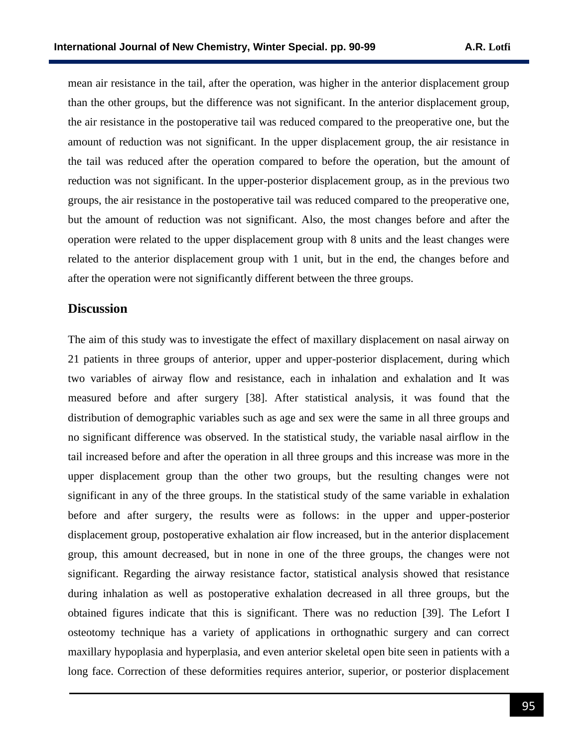mean air resistance in the tail, after the operation, was higher in the anterior displacement group than the other groups, but the difference was not significant. In the anterior displacement group, the air resistance in the postoperative tail was reduced compared to the preoperative one, but the amount of reduction was not significant. In the upper displacement group, the air resistance in the tail was reduced after the operation compared to before the operation, but the amount of reduction was not significant. In the upper-posterior displacement group, as in the previous two groups, the air resistance in the postoperative tail was reduced compared to the preoperative one, but the amount of reduction was not significant. Also, the most changes before and after the operation were related to the upper displacement group with 8 units and the least changes were related to the anterior displacement group with 1 unit, but in the end, the changes before and after the operation were not significantly different between the three groups.

## Discussion

The aim of this study was to investigate the effect of maxillary displacement on nasal airway on 21 patients in three groups of anterior, upper and upper-posterior displacement, during which two variables of airway flow and resistance, each in inhalation and exhalation and It was measured before and after surgery [38]. After statistical analysis, it was found that the distribution of demographic variables such as age and sex were the same in all three groups and no significant difference was observed. In the statistical study, the variable nasal airflow in the tail increased before and after the operation in all three groups and this increase was more in the upper displacement group than the other two groups, but the resulting changes were not significant in any of the three groups. In the statistical study of the same variable in exhalation before and after surgery, the results were as follows: in the upper and upper-posterior displacement group, postoperative exhalation air flow increased, but in the anterior displacement group, this amount decreased, but in none in one of the three groups, the changes were not significant. Regarding the airway resistance factor, statistical analysis showed that resistance during inhalation as well as postoperative exhalation decreased in all three groups, but the obtained figures indicate that this is significant. There was no reduction [39]. The Lefort I osteotomy technique has a variety of applications in orthognathic surgery and can correct maxillary hypoplasia and hyperplasia, and even anterior skeletal open bite seen in patients with a long face. Correction of these deformities requires anterior, superior, or posterior displacement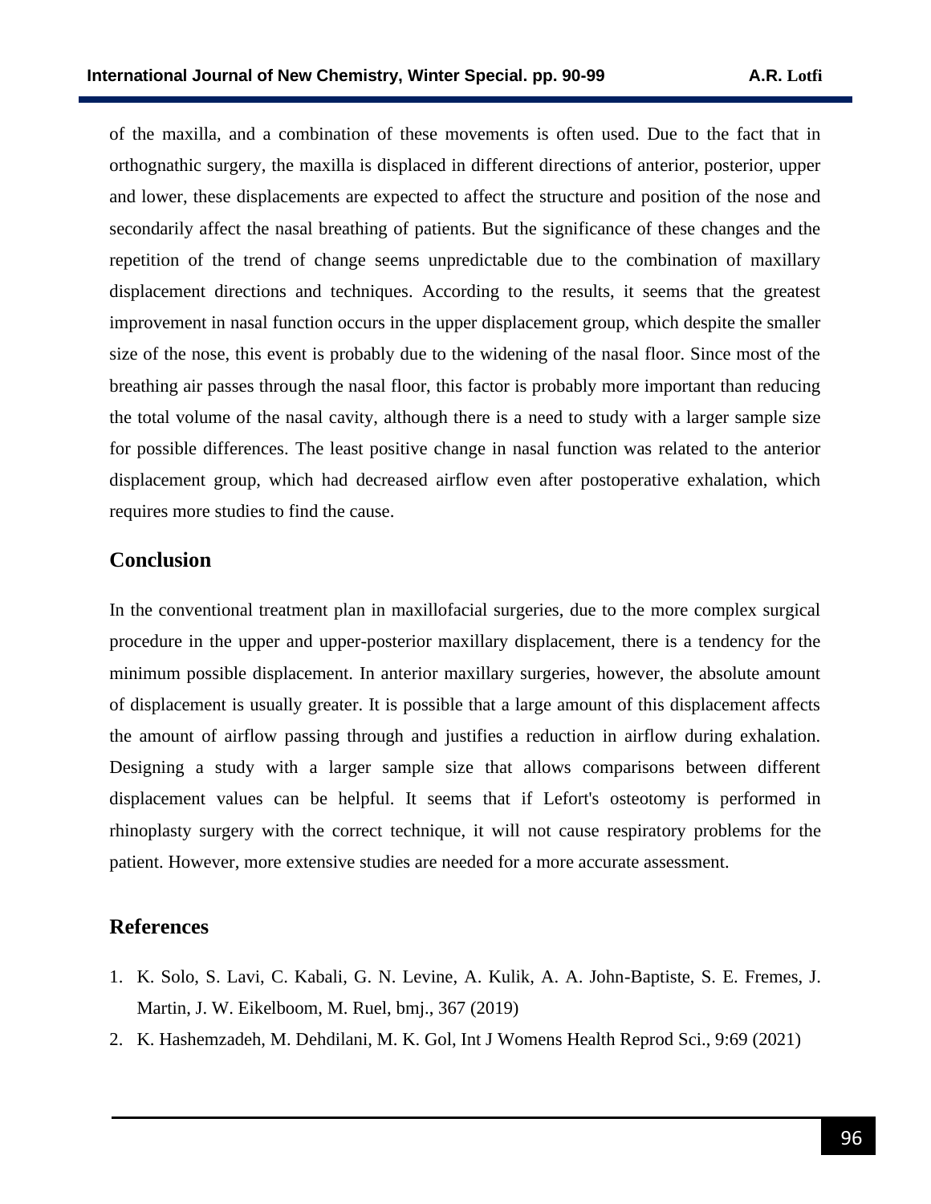of the maxilla, and a combination of these movements is often used. Due to the fact that in orthognathic surgery, the maxilla is displaced in different directions of anterior, posterior, upper and lower, these displacements are expected to affect the structure and position of the nose and secondarily affect the nasal breathing of patients. But the significance of these changes and the repetition of the trend of change seems unpredictable due to the combination of maxillary displacement directions and techniques. According to the results, it seems that the greatest improvement in nasal function occurs in the upper displacement group, which despite the smaller size of the nose, this event is probably due to the widening of the nasal floor. Since most of the breathing air passes through the nasal floor, this factor is probably more important than reducing the total volume of the nasal cavity, although there is a need to study with a larger sample size for possible differences. The least positive change in nasal function was related to the anterior displacement group, which had decreased airflow even after postoperative exhalation, which requires more studies to find the cause.

## Conclusion

In the conventional treatment plan in maxillofacial surgeries, due to the more complex surgical procedure in the upper and upper-posterior maxillary displacement, there is a tendency for the minimum possible displacement. In anterior maxillary surgeries, however, the absolute amount of displacement is usually greater. It is possible that a large amount of this displacement affects the amount of airflow passing through and justifies a reduction in airflow during exhalation. Designing a study with a larger sample size that allows comparisons between different displacement values can be helpful. It seems that if Lefort's osteotomy is performed in rhinoplasty surgery with the correct technique, it will not cause respiratory problems for the patient. However, more extensive studies are needed for a more accurate assessment.

## References

1. K. Solo, S. Lavi, C. Kabali, G. N. Levine, A. Kulik, A. A. John-Baptiste, S. E. Fremes, J. Martin, J. W. Eikelboom, M. Ruel, bmj., 367 (2019)
2. K. Hashemzadeh, M. Dehdilani, M. K. Gol, Int J Womens Health Reprod Sci., 9:69 (2021)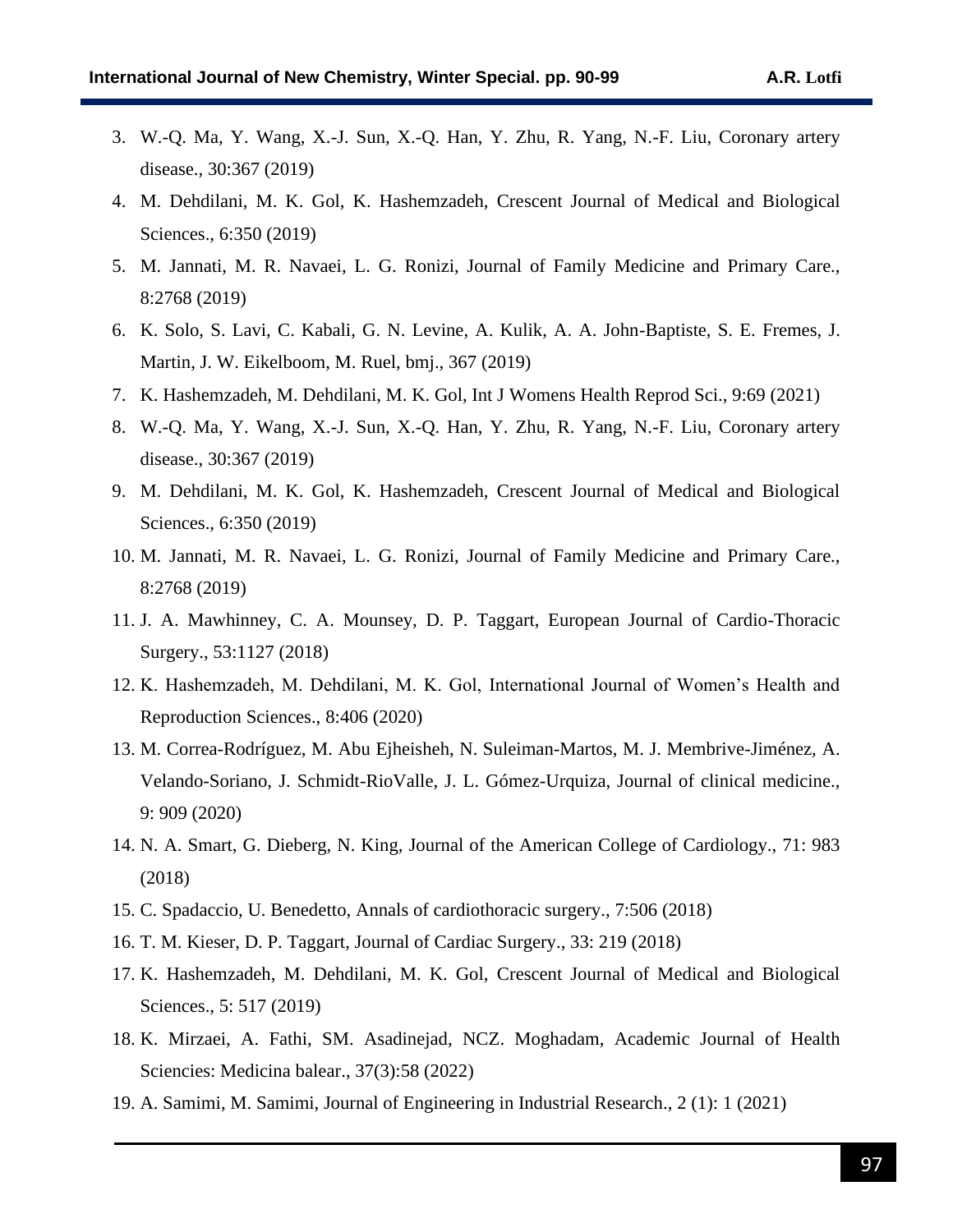3. W.-Q. Ma, Y. Wang, X.-J. Sun, X.-Q. Han, Y. Zhu, R. Yang, N.-F. Liu, Coronary artery disease., 30:367 (2019)
4. M. Dehdilani, M. K. Gol, K. Hashemzadeh, Crescent Journal of Medical and Biological Sciences., 6:350 (2019)
5. M. Jannati, M. R. Navaei, L. G. Ronizi, Journal of Family Medicine and Primary Care., 8:2768 (2019)
6. K. Solo, S. Lavi, C. Kabali, G. N. Levine, A. Kulik, A. A. John-Baptiste, S. E. Fremes, J. Martin, J. W. Eikelboom, M. Ruel, bmj., 367 (2019)
7. K. Hashemzadeh, M. Dehdilani, M. K. Gol, Int J Womens Health Reprod Sci., 9:69 (2021)
8. W.-Q. Ma, Y. Wang, X.-J. Sun, X.-Q. Han, Y. Zhu, R. Yang, N.-F. Liu, Coronary artery disease., 30:367 (2019)
9. M. Dehdilani, M. K. Gol, K. Hashemzadeh, Crescent Journal of Medical and Biological Sciences., 6:350 (2019)
10. M. Jannati, M. R. Navaei, L. G. Ronizi, Journal of Family Medicine and Primary Care., 8:2768 (2019)
11. J. A. Mawhinney, C. A. Mounsey, D. P. Taggart, European Journal of Cardio-Thoracic Surgery., 53:1127 (2018)
12. K. Hashemzadeh, M. Dehdilani, M. K. Gol, International Journal of Women's Health and Reproduction Sciences., 8:406 (2020)
13. M. Correa-Rodríguez, M. Abu Ejheisheh, N. Suleiman-Martos, M. J. Membrive-Jiménez, A. Velando-Soriano, J. Schmidt-RioValle, J. L. Gómez-Urquiza, Journal of clinical medicine., 9: 909 (2020)
14. N. A. Smart, G. Dieberg, N. King, Journal of the American College of Cardiology., 71: 983 (2018)
15. C. Spadaccio, U. Benedetto, Annals of cardiothoracic surgery., 7:506 (2018)
16. T. M. Kieser, D. P. Taggart, Journal of Cardiac Surgery., 33: 219 (2018)
17. K. Hashemzadeh, M. Dehdilani, M. K. Gol, Crescent Journal of Medical and Biological Sciences., 5: 517 (2019)
18. K. Mirzaei, A. Fathi, SM. Asadinejad, NCZ. Moghadam, Academic Journal of Health Sciencies: Medicina balear., 37(3):58 (2022)
19. A. Samimi, M. Samimi, Journal of Engineering in Industrial Research., 2 (1): 1 (2021)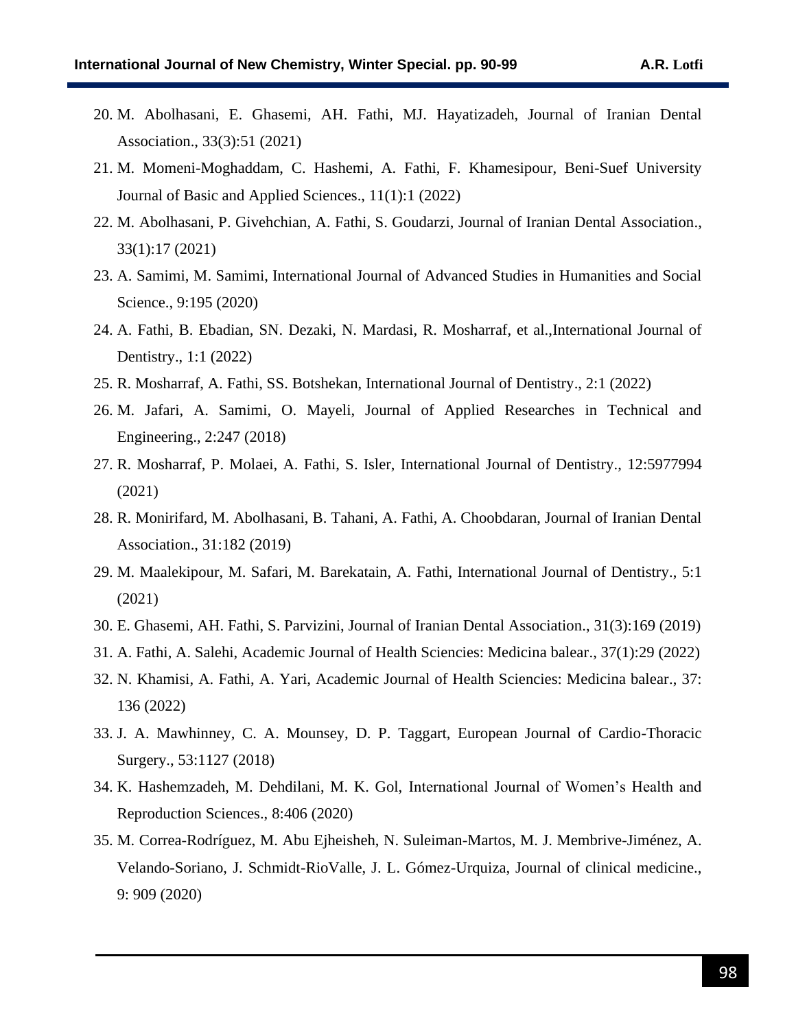20. M. Abolhasani, E. Ghasemi, AH. Fathi, MJ. Hayatizadeh, Journal of Iranian Dental Association., 33(3):51 (2021)
21. M. Momeni-Moghaddam, C. Hashemi, A. Fathi, F. Khamesipour, Beni-Suef University Journal of Basic and Applied Sciences., 11(1):1 (2022)
22. M. Abolhasani, P. Givehchian, A. Fathi, S. Goudarzi, Journal of Iranian Dental Association., 33(1):17 (2021)
23. A. Samimi, M. Samimi, International Journal of Advanced Studies in Humanities and Social Science., 9:195 (2020)
24. A. Fathi, B. Ebadian, SN. Dezaki, N. Mardasi, R. Mosharraf, et al.,International Journal of Dentistry., 1:1 (2022)
25. R. Mosharraf, A. Fathi, SS. Botshekan, International Journal of Dentistry., 2:1 (2022)
26. M. Jafari, A. Samimi, O. Mayeli, Journal of Applied Researches in Technical and Engineering., 2:247 (2018)
27. R. Mosharraf, P. Molaei, A. Fathi, S. Isler, International Journal of Dentistry., 12:5977994 (2021)
28. R. Monirifard, M. Abolhasani, B. Tahani, A. Fathi, A. Choobdaran, Journal of Iranian Dental Association., 31:182 (2019)
29. M. Maalekipour, M. Safari, M. Barekatain, A. Fathi, International Journal of Dentistry., 5:1 (2021)
30. E. Ghasemi, AH. Fathi, S. Parvizini, Journal of Iranian Dental Association., 31(3):169 (2019)
31. A. Fathi, A. Salehi, Academic Journal of Health Sciencies: Medicina balear., 37(1):29 (2022)
32. N. Khamisi, A. Fathi, A. Yari, Academic Journal of Health Sciencies: Medicina balear., 37: 136 (2022)
33. J. A. Mawhinney, C. A. Mounsey, D. P. Taggart, European Journal of Cardio-Thoracic Surgery., 53:1127 (2018)
34. K. Hashemzadeh, M. Dehdilani, M. K. Gol, International Journal of Women's Health and Reproduction Sciences., 8:406 (2020)
35. M. Correa-Rodríguez, M. Abu Ejheisheh, N. Suleiman-Martos, M. J. Membrive-Jiménez, A. Velando-Soriano, J. Schmidt-RioValle, J. L. Gómez-Urquiza, Journal of clinical medicine., 9: 909 (2020)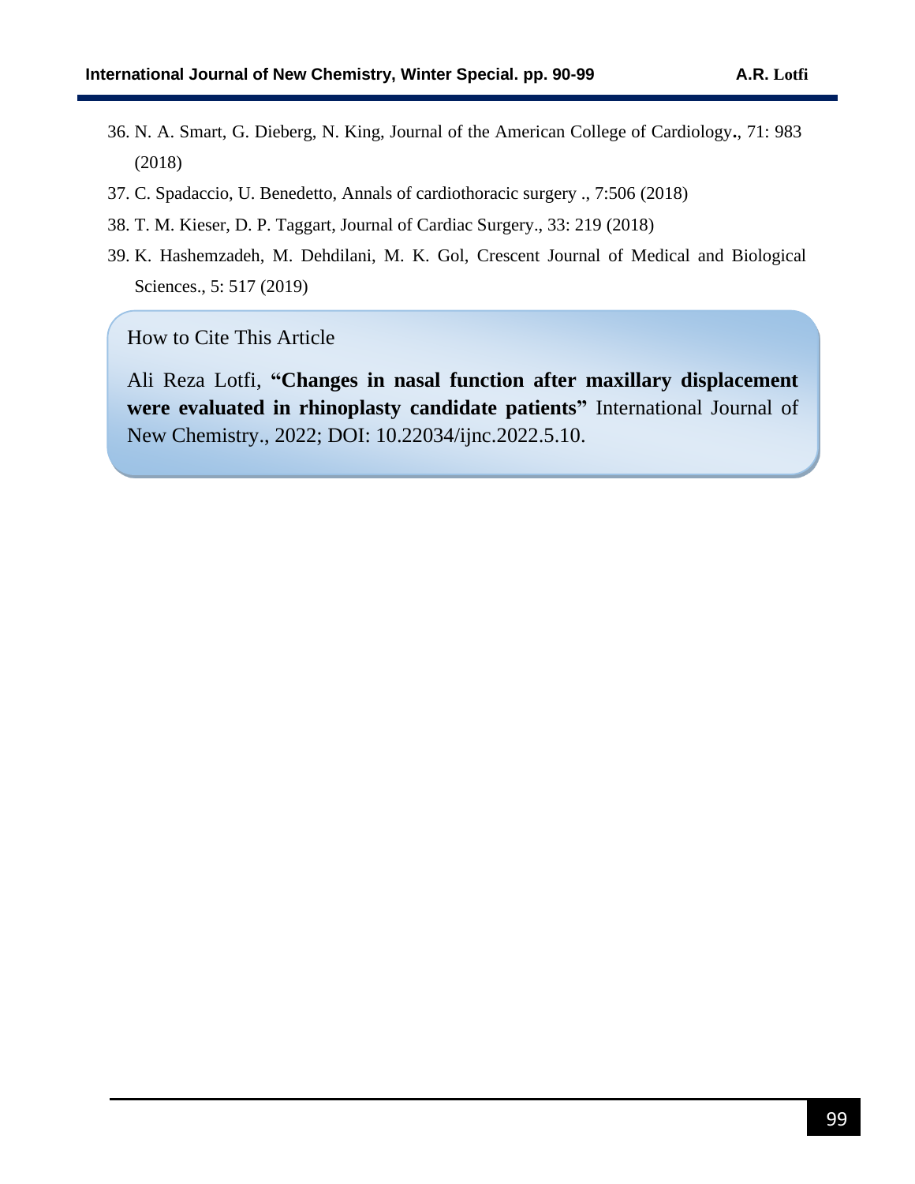36. N. A. Smart, G. Dieberg, N. King, Journal of the American College of Cardiology**.**, 71: 983 (2018)
37. C. Spadaccio, U. Benedetto, Annals of cardiothoracic surgery ., 7:506 (2018)
38. T. M. Kieser, D. P. Taggart, Journal of Cardiac Surgery., 33: 219 (2018)
39. K. Hashemzadeh, M. Dehdilani, M. K. Gol, Crescent Journal of Medical and Biological Sciences., 5: 517 (2019)

How to Cite This Article

Ali Reza Lotfi, **"Changes in nasal function after maxillary displacement were evaluated in rhinoplasty candidate patients"** International Journal of New Chemistry., 2022; DOI: 10.22034/ijnc.2022.5.10.